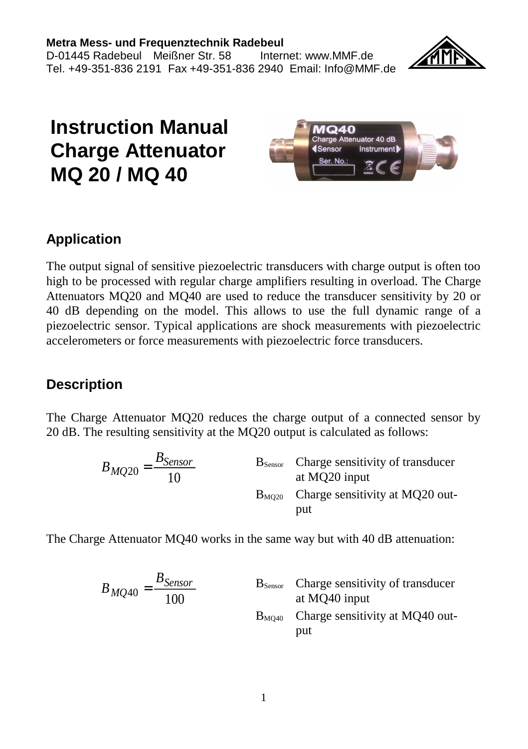**Metra Mess- und Frequenztechnik Radebeul**
D-01445 Radebeul Meißner Str. 58 Internet: www.MMF.de
Tel. +49-351-836 2191 Fax +49-351-836 2940 Email: Info@MMF.de

# Instruction Manual Charge Attenuator MQ 20 / MQ 40

## Application

The output signal of sensitive piezoelectric transducers with charge output is often too high to be processed with regular charge amplifiers resulting in overload. The Charge Attenuators MQ20 and MQ40 are used to reduce the transducer sensitivity by 20 or 40 dB depending on the model. This allows to use the full dynamic range of a piezoelectric sensor. Typical applications are shock measurements with piezoelectric accelerometers or force measurements with piezoelectric force transducers.

## Description

The Charge Attenuator MQ20 reduces the charge output of a connected sensor by 20 dB. The resulting sensitivity at the MQ20 output is calculated as follows:

$$B_{MQ20} = \frac{B_{Sensor}}{10}$$

$B_{Sensor}$ Charge sensitivity of transducer at MQ20 input

$B_{MQ20}$ Charge sensitivity at MQ20 output

The Charge Attenuator MQ40 works in the same way but with 40 dB attenuation:

$$B_{MQ40} = \frac{B_{Sensor}}{100}$$

$B_{Sensor}$ Charge sensitivity of transducer at MQ40 input

$B_{MQ40}$ Charge sensitivity at MQ40 output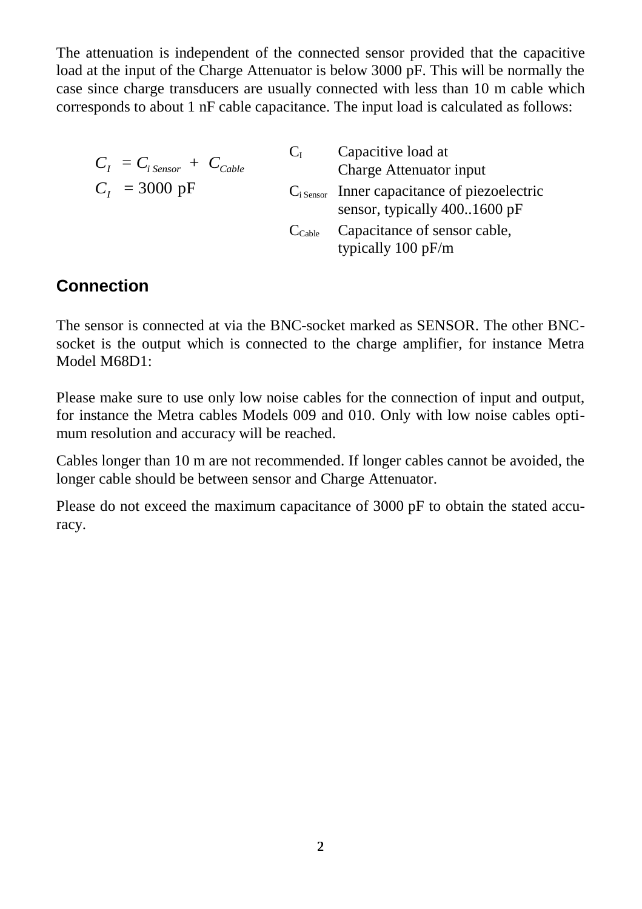The attenuation is independent of the connected sensor provided that the capacitive load at the input of the Charge Attenuator is below 3000 pF. This will be normally the case since charge transducers are usually connected with less than 10 m cable which corresponds to about 1 nF cable capacitance. The input load is calculated as follows:

$$C_I = C_{i\,Sensor} + C_{Cable}$$

$$C_I = 3000 \text{ pF}$$

| | |
|---|---|
| $C_I$ | Capacitive load at Charge Attenuator input |
| $C_{i\,Sensor}$ | Inner capacitance of piezoelectric sensor, typically 400..1600 pF |
| $C_{Cable}$ | Capacitance of sensor cable, typically 100 pF/m |

## Connection

The sensor is connected at via the BNC-socket marked as SENSOR. The other BNC-socket is the output which is connected to the charge amplifier, for instance Metra Model M68D1:

Please make sure to use only low noise cables for the connection of input and output, for instance the Metra cables Models 009 and 010. Only with low noise cables optimum resolution and accuracy will be reached.

Cables longer than 10 m are not recommended. If longer cables cannot be avoided, the longer cable should be between sensor and Charge Attenuator.

Please do not exceed the maximum capacitance of 3000 pF to obtain the stated accuracy.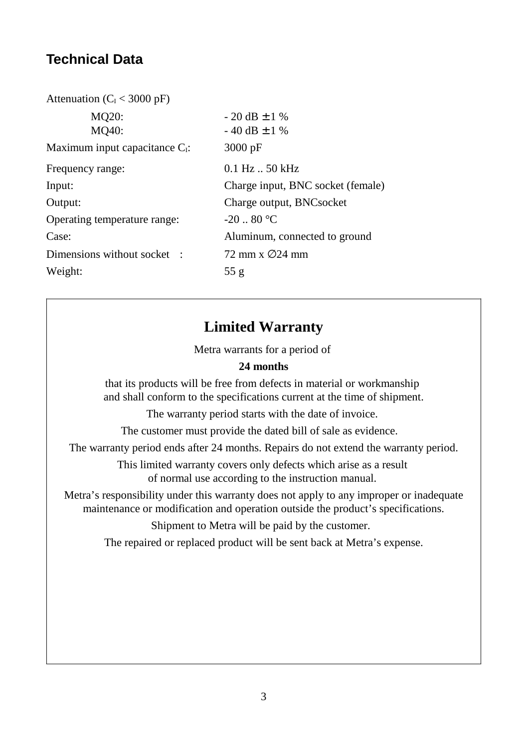## Technical Data

| | |
|---|---|
| Attenuation ($C_I$ < 3000 pF) | |
| MQ20: | - 20 dB ± 1 % |
| MQ40: | - 40 dB ± 1 % |
| Maximum input capacitance $C_I$: | 3000 pF |
| Frequency range: | 0.1 Hz .. 50 kHz |
| Input: | Charge input, BNC socket (female) |
| Output: | Charge output, BNCsocket |
| Operating temperature range: | -20 .. 80 °C |
| Case: | Aluminum, connected to ground |
| Dimensions without socket : | 72 mm x ∅24 mm |
| Weight: | 55 g |

## Limited Warranty

Metra warrants for a period of

**24 months**

that its products will be free from defects in material or workmanship and shall conform to the specifications current at the time of shipment.

The warranty period starts with the date of invoice.

The customer must provide the dated bill of sale as evidence.

The warranty period ends after 24 months. Repairs do not extend the warranty period.

This limited warranty covers only defects which arise as a result of normal use according to the instruction manual.

Metra's responsibility under this warranty does not apply to any improper or inadequate maintenance or modification and operation outside the product's specifications.

Shipment to Metra will be paid by the customer.

The repaired or replaced product will be sent back at Metra's expense.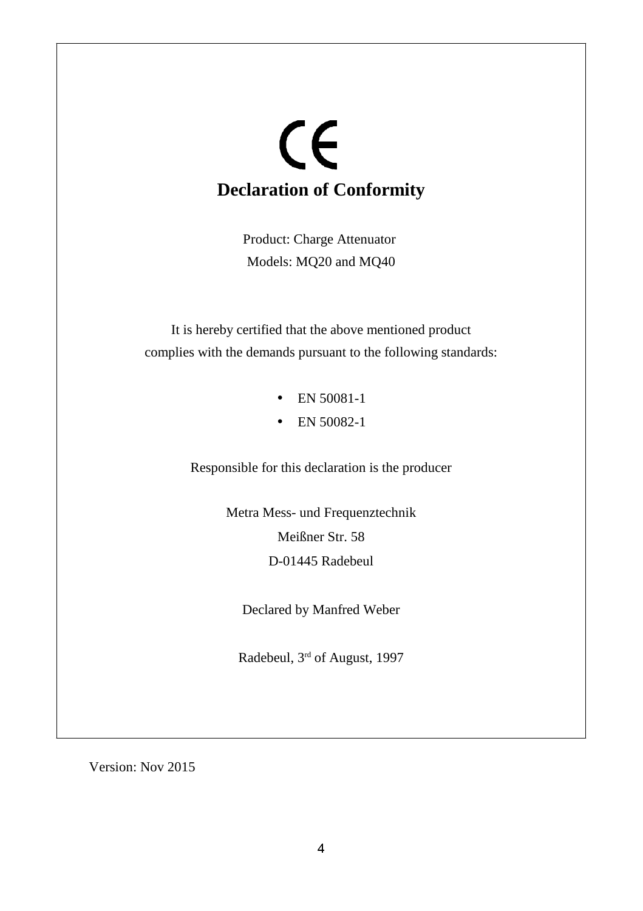CE

# Declaration of Conformity

Product: Charge Attenuator

Models: MQ20 and MQ40

It is hereby certified that the above mentioned product complies with the demands pursuant to the following standards:

- EN 50081-1
- EN 50082-1

Responsible for this declaration is the producer

Metra Mess- und Frequenztechnik

Meißner Str. 58

D-01445 Radebeul

Declared by Manfred Weber

Radebeul, 3rd of August, 1997

Version: Nov 2015